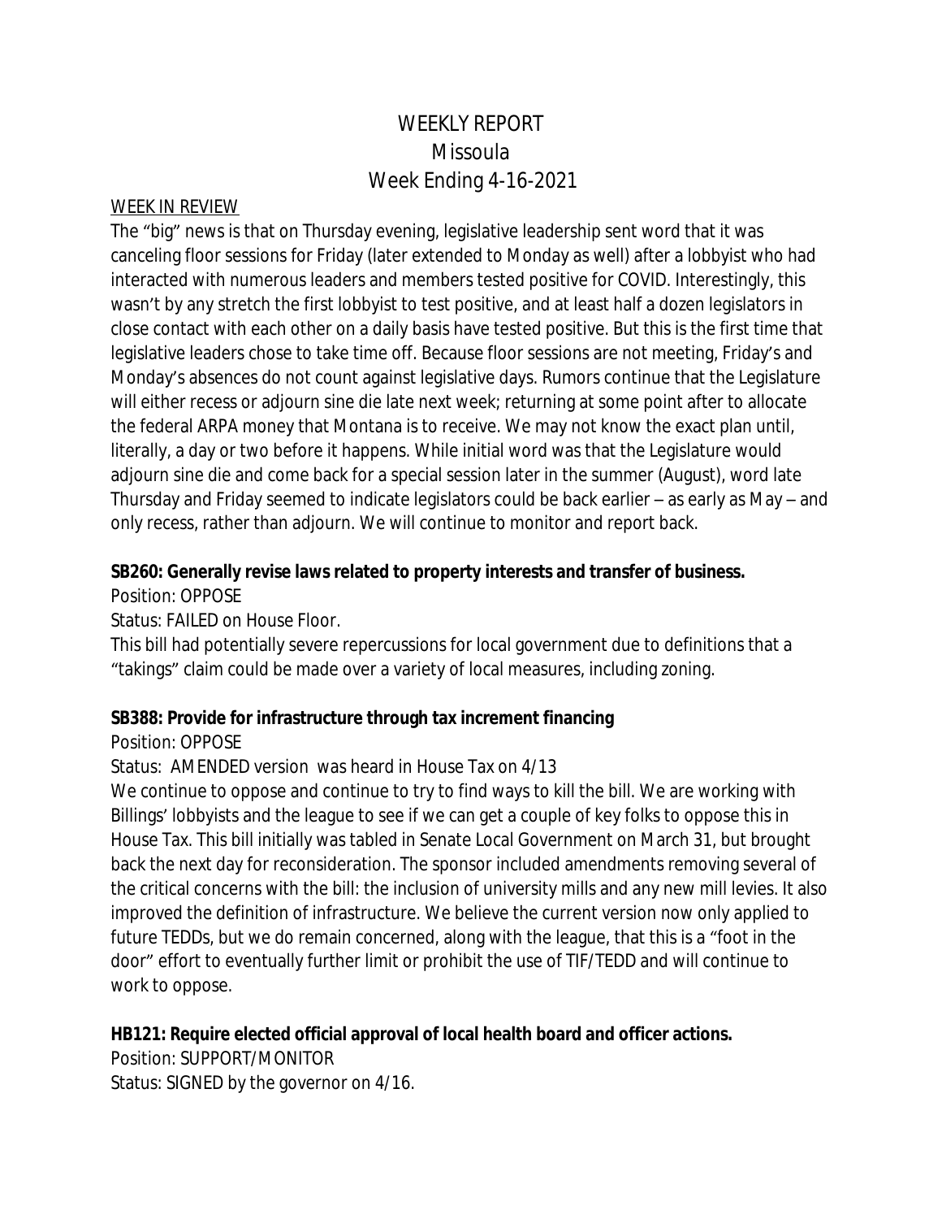# WEEKLY REPORT
# Missoula
# Week Ending 4-16-2021

WEEK IN REVIEW

The "big" news is that on Thursday evening, legislative leadership sent word that it was canceling floor sessions for Friday (later extended to Monday as well) after a lobbyist who had interacted with numerous leaders and members tested positive for COVID. Interestingly, this wasn't by any stretch the first lobbyist to test positive, and at least half a dozen legislators in close contact with each other on a daily basis have tested positive. But this is the first time that legislative leaders chose to take time off. Because floor sessions are not meeting, Friday's and Monday's absences do not count against legislative days. Rumors continue that the Legislature will either recess or adjourn sine die late next week; returning at some point after to allocate the federal ARPA money that Montana is to receive. We may not know the exact plan until, literally, a day or two before it happens. While initial word was that the Legislature would adjourn sine die and come back for a special session later in the summer (August), word late Thursday and Friday seemed to indicate legislators could be back earlier – as early as May – and only recess, rather than adjourn. We will continue to monitor and report back.

**SB260: Generally revise laws related to property interests and transfer of business.**

Position: OPPOSE

Status: FAILED on House Floor.

This bill had potentially severe repercussions for local government due to definitions that a "takings" claim could be made over a variety of local measures, including zoning.

**SB388: Provide for infrastructure through tax increment financing**

Position: OPPOSE

Status: AMENDED version was heard in House Tax on 4/13

We continue to oppose and continue to try to find ways to kill the bill. We are working with Billings' lobbyists and the league to see if we can get a couple of key folks to oppose this in House Tax. This bill initially was tabled in Senate Local Government on March 31, but brought back the next day for reconsideration. The sponsor included amendments removing several of the critical concerns with the bill: the inclusion of university mills and any new mill levies. It also improved the definition of infrastructure. We believe the current version now only applied to future TEDDs, but we do remain concerned, along with the league, that this is a "foot in the door" effort to eventually further limit or prohibit the use of TIF/TEDD and will continue to work to oppose.

**HB121: Require elected official approval of local health board and officer actions.**

Position: SUPPORT/MONITOR

Status: SIGNED by the governor on 4/16.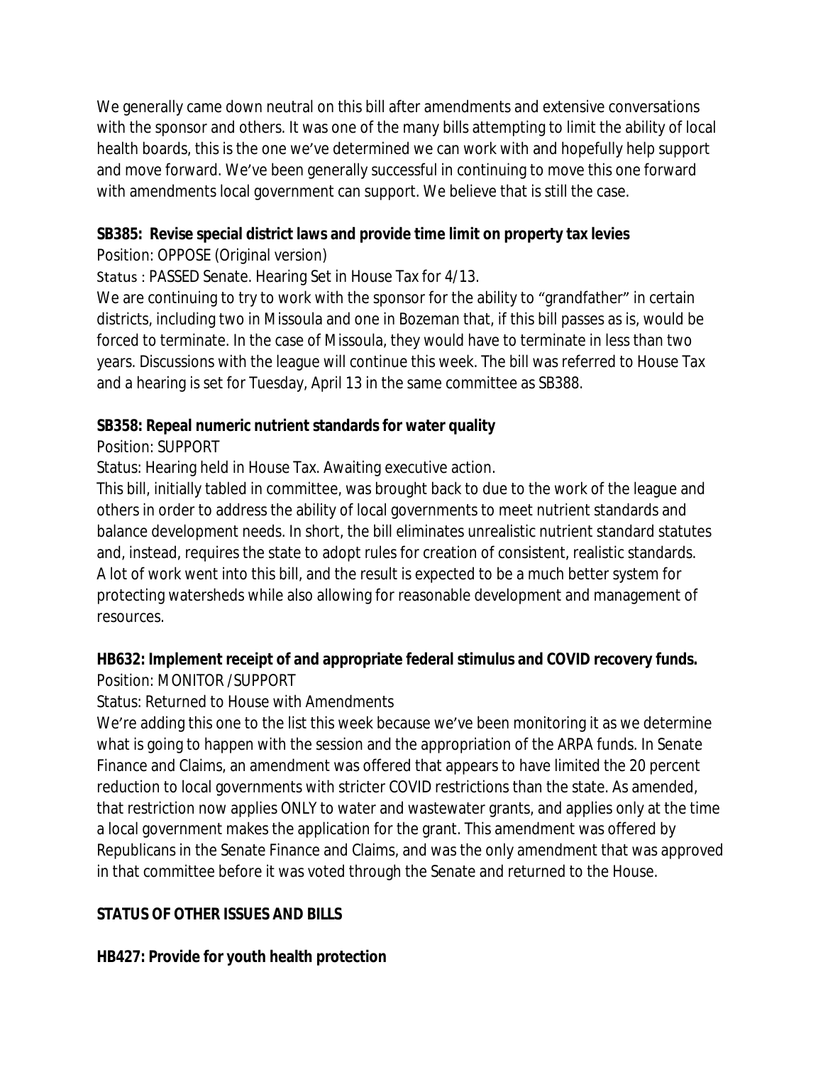We generally came down neutral on this bill after amendments and extensive conversations with the sponsor and others. It was one of the many bills attempting to limit the ability of local health boards, this is the one we've determined we can work with and hopefully help support and move forward. We've been generally successful in continuing to move this one forward with amendments local government can support. We believe that is still the case.

**SB385: Revise special district laws and provide time limit on property tax levies**

Position: OPPOSE (Original version)

Status : PASSED Senate. Hearing Set in House Tax for 4/13.

We are continuing to try to work with the sponsor for the ability to "grandfather" in certain districts, including two in Missoula and one in Bozeman that, if this bill passes as is, would be forced to terminate. In the case of Missoula, they would have to terminate in less than two years. Discussions with the league will continue this week. The bill was referred to House Tax and a hearing is set for Tuesday, April 13 in the same committee as SB388.

**SB358: Repeal numeric nutrient standards for water quality**

Position: SUPPORT

Status: Hearing held in House Tax. Awaiting executive action.

This bill, initially tabled in committee, was brought back to due to the work of the league and others in order to address the ability of local governments to meet nutrient standards and balance development needs. In short, the bill eliminates unrealistic nutrient standard statutes and, instead, requires the state to adopt rules for creation of consistent, realistic standards. A lot of work went into this bill, and the result is expected to be a much better system for protecting watersheds while also allowing for reasonable development and management of resources.

**HB632: Implement receipt of and appropriate federal stimulus and COVID recovery funds.**

Position: MONITOR / SUPPORT

Status: Returned to House with Amendments

We're adding this one to the list this week because we've been monitoring it as we determine what is going to happen with the session and the appropriation of the ARPA funds. In Senate Finance and Claims, an amendment was offered that appears to have limited the 20 percent reduction to local governments with stricter COVID restrictions than the state. As amended, that restriction now applies ONLY to water and wastewater grants, and applies only at the time a local government makes the application for the grant. This amendment was offered by Republicans in the Senate Finance and Claims, and was the only amendment that was approved in that committee before it was voted through the Senate and returned to the House.

**STATUS OF OTHER ISSUES AND BILLS**

**HB427: Provide for youth health protection**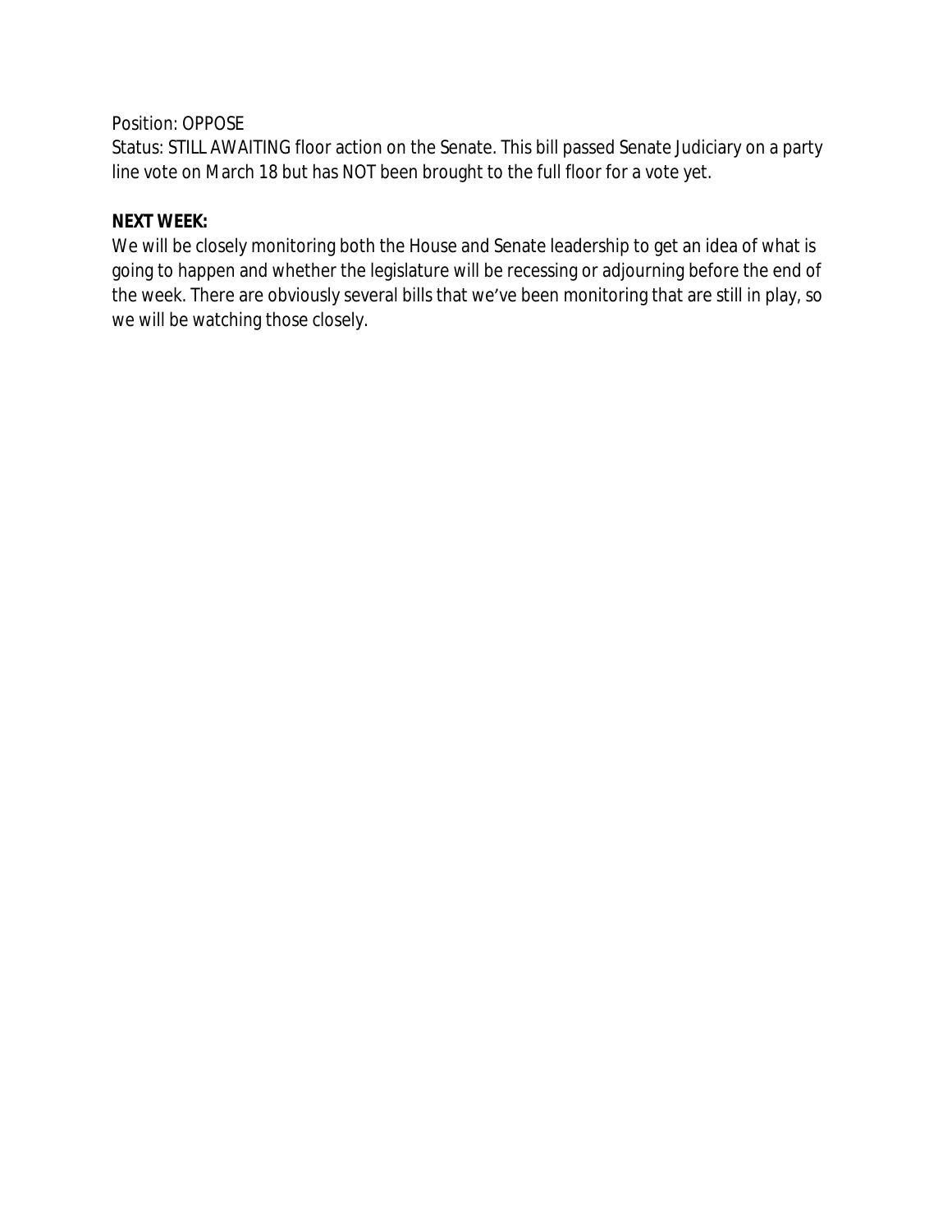Position: OPPOSE
Status: STILL AWAITING floor action on the Senate. This bill passed Senate Judiciary on a party line vote on March 18 but has NOT been brought to the full floor for a vote yet.

**NEXT WEEK:**
We will be closely monitoring both the House and Senate leadership to get an idea of what is going to happen and whether the legislature will be recessing or adjourning before the end of the week. There are obviously several bills that we've been monitoring that are still in play, so we will be watching those closely.